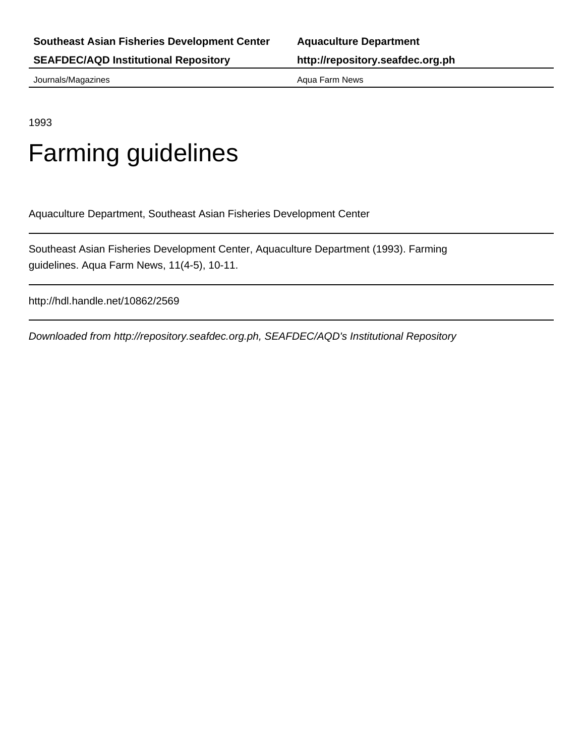**Southeast Asian Fisheries Development Center** **Aquaculture Department**

**SEAFDEC/AQD Institutional Repository** **http://repository.seafdec.org.ph**

Journals/Magazines Aqua Farm News

---

1993

# Farming guidelines

Aquaculture Department, Southeast Asian Fisheries Development Center

---

Southeast Asian Fisheries Development Center, Aquaculture Department (1993). Farming guidelines. Aqua Farm News, 11(4-5), 10-11.

---

http://hdl.handle.net/10862/2569

---

*Downloaded from http://repository.seafdec.org.ph, SEAFDEC/AQD's Institutional Repository*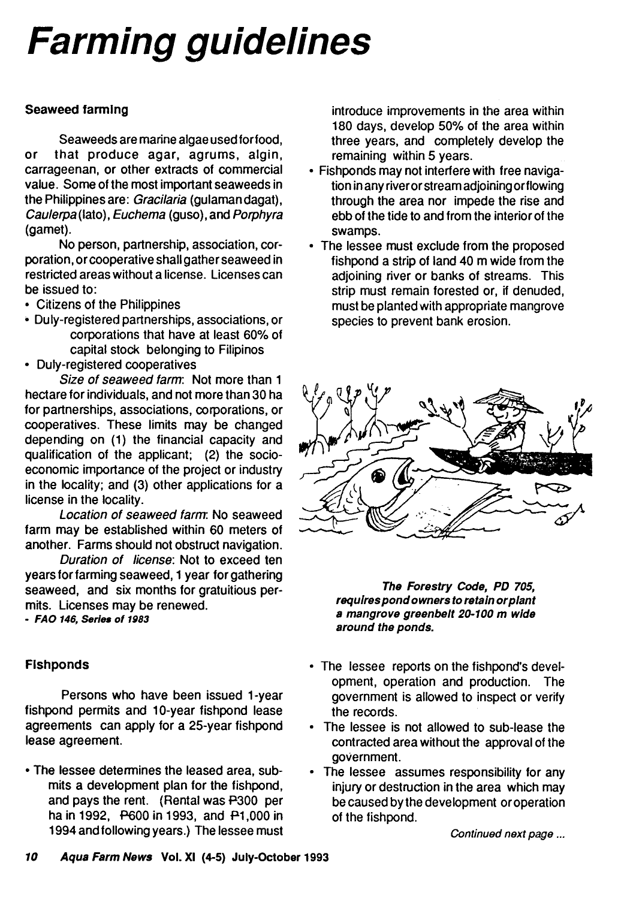# Farming guidelines

### Seaweed farming

Seaweeds are marine algae used for food, or that produce agar, agrums, algin, carrageenan, or other extracts of commercial value. Some of the most important seaweeds in the Philippines are: *Gracilaria* (gulaman dagat), *Caulerpa* (lato), *Euchema* (guso), and *Porphyra* (gamet).

No person, partnership, association, corporation, or cooperative shall gather seaweed in restricted areas without a license. Licenses can be issued to:

- Citizens of the Philippines
- Duly-registered partnerships, associations, or corporations that have at least 60% of capital stock belonging to Filipinos
- Duly-registered cooperatives

*Size of seaweed farm*: Not more than 1 hectare for individuals, and not more than 30 ha for partnerships, associations, corporations, or cooperatives. These limits may be changed depending on (1) the financial capacity and qualification of the applicant; (2) the socio-economic importance of the project or industry in the locality; and (3) other applications for a license in the locality.

*Location of seaweed farm*: No seaweed farm may be established within 60 meters of another. Farms should not obstruct navigation.

*Duration of license*: Not to exceed ten years for farming seaweed, 1 year for gathering seaweed, and six months for gratuitious permits. Licenses may be renewed.

***- FAO 146, Series of 1983***

### Fishponds

Persons who have been issued 1-year fishpond permits and 10-year fishpond lease agreements can apply for a 25-year fishpond lease agreement.

- The lessee determines the leased area, submits a development plan for the fishpond, and pays the rent. (Rental was ₱300 per ha in 1992, ₱600 in 1993, and ₱1,000 in 1994 and following years.) The lessee must introduce improvements in the area within 180 days, develop 50% of the area within three years, and completely develop the remaining within 5 years.
- Fishponds may not interfere with free navigation in any river or stream adjoining or flowing through the area nor impede the rise and ebb of the tide to and from the interior of the swamps.
- The lessee must exclude from the proposed fishpond a strip of land 40 m wide from the adjoining river or banks of streams. This strip must remain forested or, if denuded, must be planted with appropriate mangrove species to prevent bank erosion.

***The Forestry Code, PD 705, requires pond owners to retain or plant a mangrove greenbelt 20-100 m wide around the ponds.***

- The lessee reports on the fishpond's development, operation and production. The government is allowed to inspect or verify the records.
- The lessee is not allowed to sub-lease the contracted area without the approval of the government.
- The lessee assumes responsibility for any injury or destruction in the area which may be caused by the development or operation of the fishpond.

*Continued next page ...*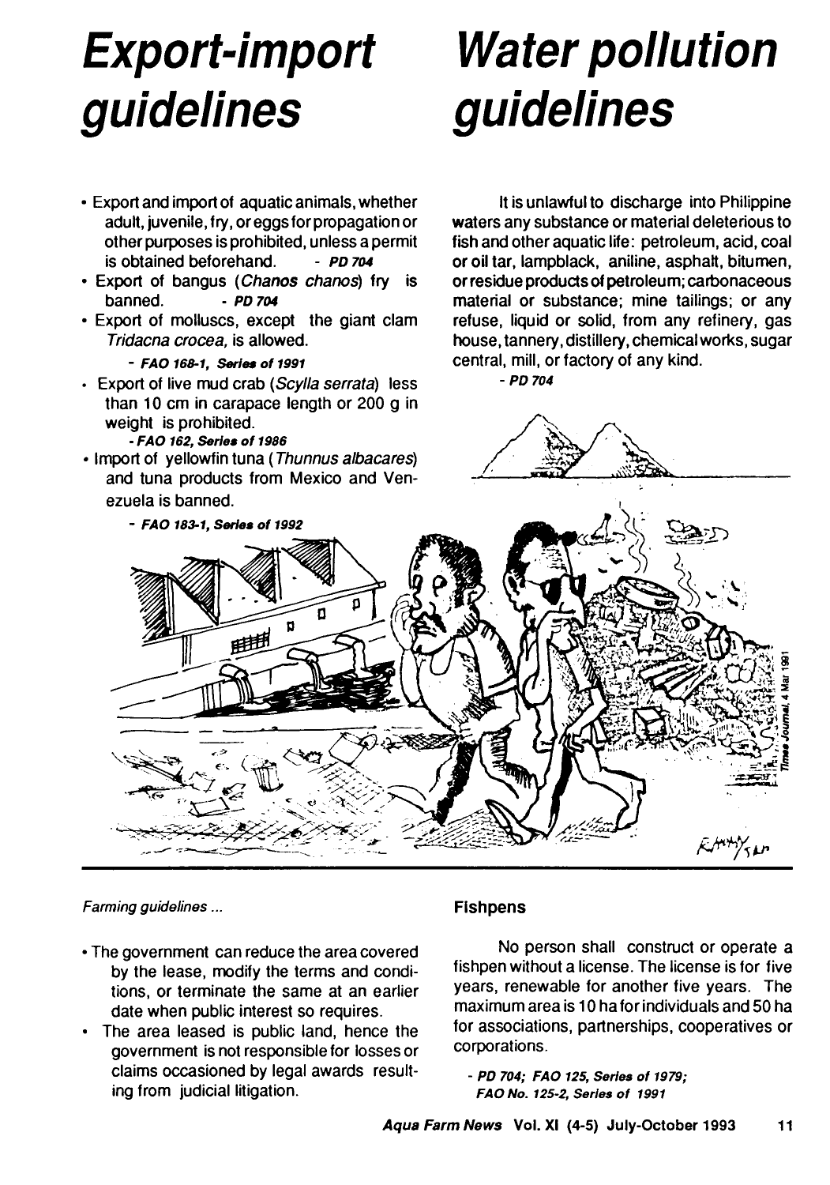# Export-import guidelines

- Export and import of aquatic animals, whether adult, juvenile, fry, or eggs for propagation or other purposes is prohibited, unless a permit is obtained beforehand. - ***PD 704***
- Export of bangus (*Chanos chanos*) fry is banned. - ***PD 704***
- Export of molluscs, except the giant clam *Tridacna crocea*, is allowed.
 - ***FAO 168-1, Series of 1991***
- Export of live mud crab (*Scylla serrata*) less than 10 cm in carapace length or 200 g in weight is prohibited.
 - ***FAO 162, Series of 1986***
- Import of yellowfin tuna (*Thunnus albacares*) and tuna products from Mexico and Venezuela is banned.
 - ***FAO 183-1, Series of 1992***

# Water pollution guidelines

It is unlawful to discharge into Philippine waters any substance or material deleterious to fish and other aquatic life: petroleum, acid, coal or oil tar, lampblack, aniline, asphalt, bitumen, or residue products of petroleum; carbonaceous material or substance; mine tailings; or any refuse, liquid or solid, from any refinery, gas house, tannery, distillery, chemical works, sugar central, mill, or factory of any kind.

- ***PD 704***

*Farming guidelines ...*

- The government can reduce the area covered by the lease, modify the terms and conditions, or terminate the same at an earlier date when public interest so requires.
- The area leased is public land, hence the government is not responsible for losses or claims occasioned by legal awards resulting from judicial litigation.

### Fishpens

No person shall construct or operate a fishpen without a license. The license is for five years, renewable for another five years. The maximum area is 10 ha for individuals and 50 ha for associations, partnerships, cooperatives or corporations.

- ***PD 704; FAO 125, Series of 1979; FAO No. 125-2, Series of 1991***